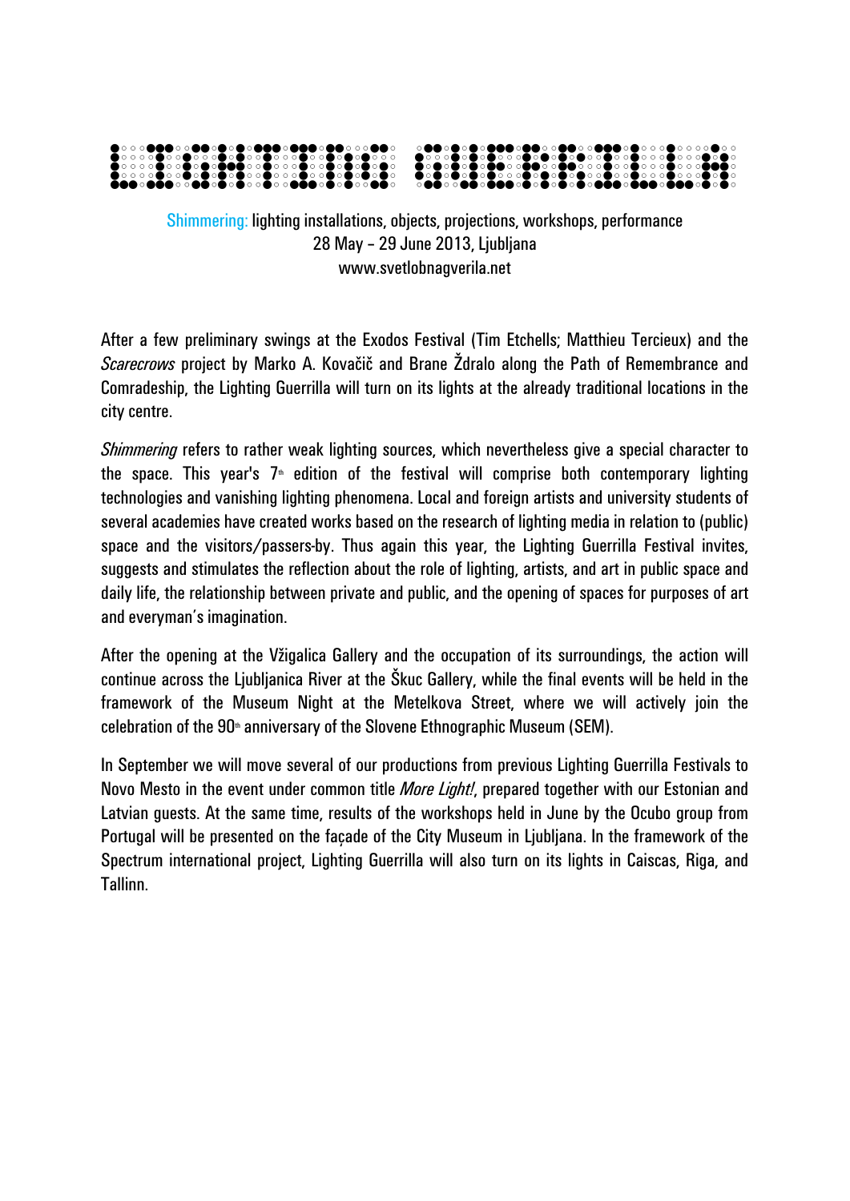# LIGHTING GUERRILLA

Shimmering: lighting installations, objects, projections, workshops, performance
28 May – 29 June 2013, Ljubljana
www.svetlobnagverila.net

After a few preliminary swings at the Exodos Festival (Tim Etchells; Matthieu Tercieux) and the *Scarecrows* project by Marko A. Kovačič and Brane Ždralo along the Path of Remembrance and Comradeship, the Lighting Guerrilla will turn on its lights at the already traditional locations in the city centre.

*Shimmering* refers to rather weak lighting sources, which nevertheless give a special character to the space. This year's 7th edition of the festival will comprise both contemporary lighting technologies and vanishing lighting phenomena. Local and foreign artists and university students of several academies have created works based on the research of lighting media in relation to (public) space and the visitors/passers-by. Thus again this year, the Lighting Guerrilla Festival invites, suggests and stimulates the reflection about the role of lighting, artists, and art in public space and daily life, the relationship between private and public, and the opening of spaces for purposes of art and everyman's imagination.

After the opening at the Vžigalica Gallery and the occupation of its surroundings, the action will continue across the Ljubljanica River at the Škuc Gallery, while the final events will be held in the framework of the Museum Night at the Metelkova Street, where we will actively join the celebration of the 90th anniversary of the Slovene Ethnographic Museum (SEM).

In September we will move several of our productions from previous Lighting Guerrilla Festivals to Novo Mesto in the event under common title *More Light!*, prepared together with our Estonian and Latvian guests. At the same time, results of the workshops held in June by the Ocubo group from Portugal will be presented on the façade of the City Museum in Ljubljana. In the framework of the Spectrum international project, Lighting Guerrilla will also turn on its lights in Caiscas, Riga, and Tallinn.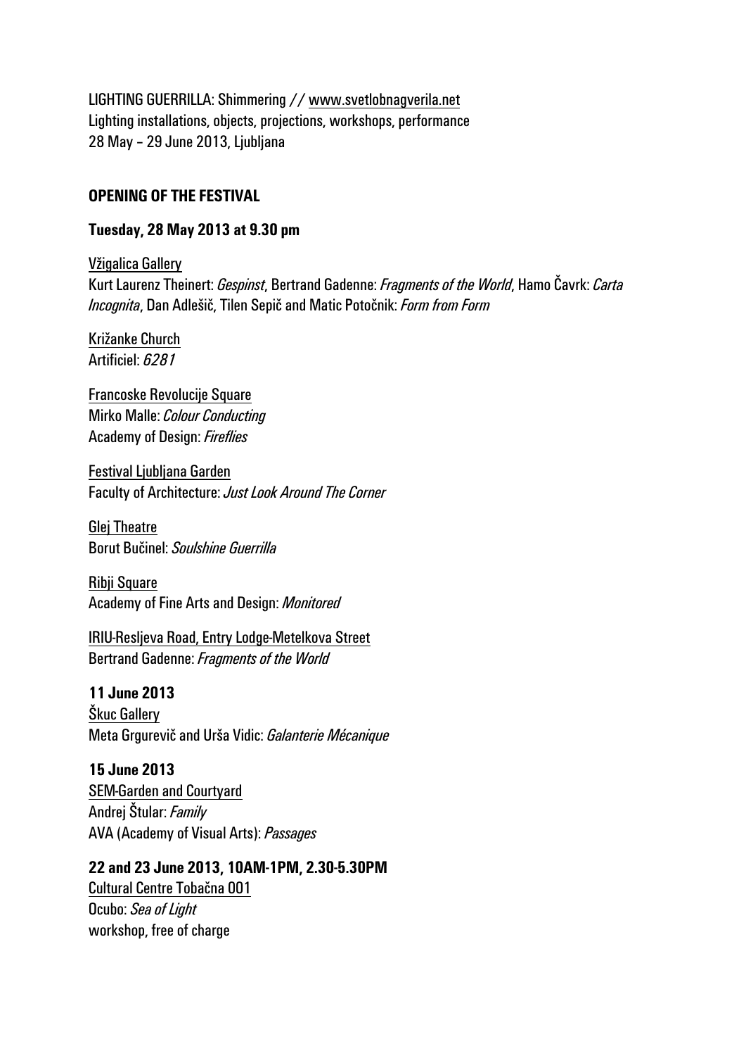LIGHTING GUERRILLA: Shimmering // www.svetlobnagverila.net
Lighting installations, objects, projections, workshops, performance
28 May – 29 June 2013, Ljubljana

## OPENING OF THE FESTIVAL

**Tuesday, 28 May 2013 at 9.30 pm**

Vžigalica Gallery
Kurt Laurenz Theinert: *Gespinst*, Bertrand Gadenne: *Fragments of the World*, Hamo Čavrk: *Carta Incognita*, Dan Adlešič, Tilen Sepič and Matic Potočnik: *Form from Form*

Križanke Church
Artificiel: *6281*

Francoske Revolucije Square
Mirko Malle: *Colour Conducting*
Academy of Design: *Fireflies*

Festival Ljubljana Garden
Faculty of Architecture: *Just Look Around The Corner*

Glej Theatre
Borut Bučinel: *Soulshine Guerrilla*

Ribji Square
Academy of Fine Arts and Design: *Monitored*

IRIU-Resljeva Road, Entry Lodge-Metelkova Street
Bertrand Gadenne: *Fragments of the World*

**11 June 2013**
Škuc Gallery
Meta Grgurevič and Urša Vidic: *Galanterie Mécanique*

**15 June 2013**
SEM-Garden and Courtyard
Andrej Štular: *Family*
AVA (Academy of Visual Arts): *Passages*

**22 and 23 June 2013, 10AM-1PM, 2.30-5.30PM**
Cultural Centre Tobačna 001
Ocubo: *Sea of Light*
workshop, free of charge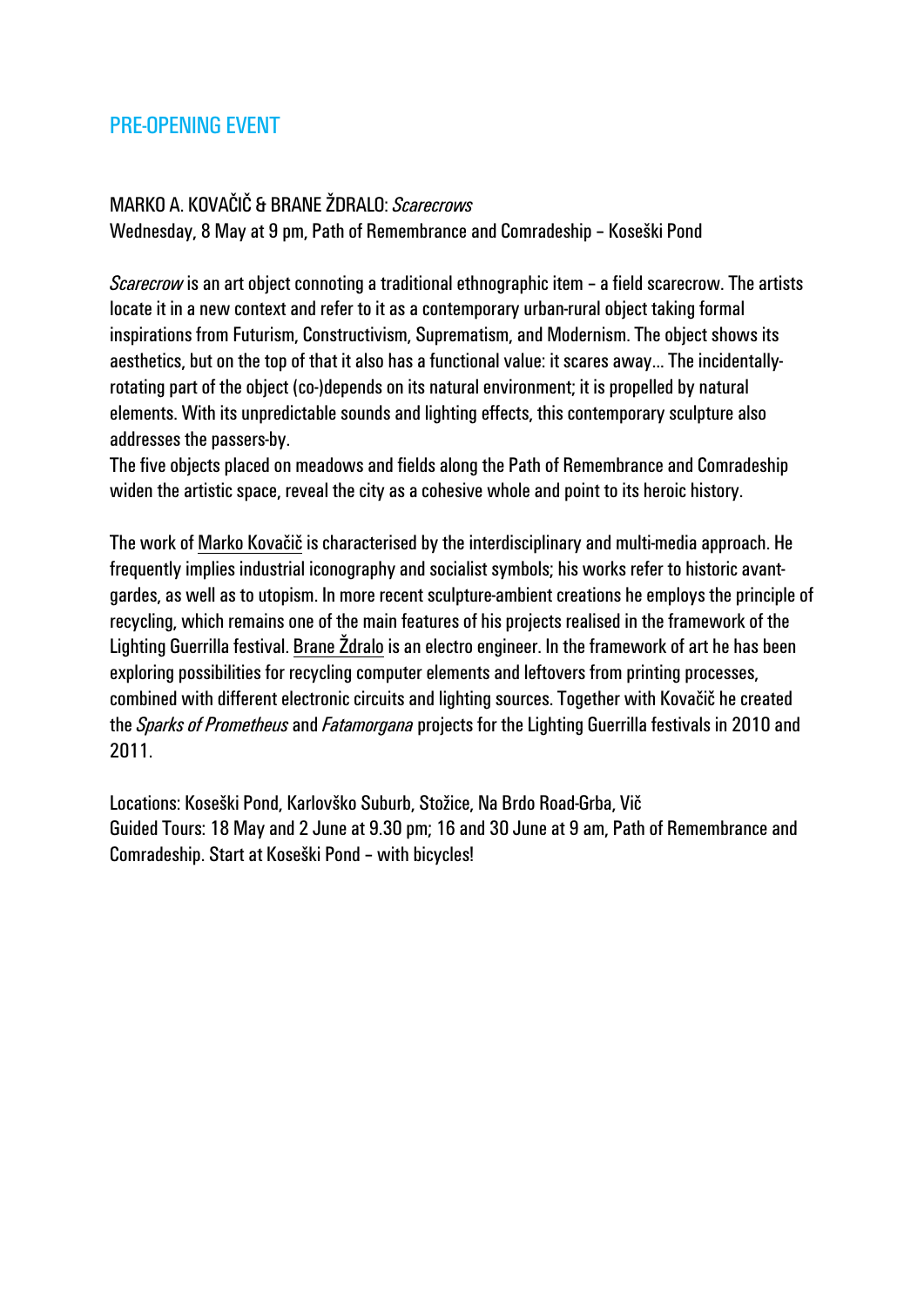## PRE-OPENING EVENT

MARKO A. KOVAČIČ & BRANE ŽDRALO: *Scarecrows*
Wednesday, 8 May at 9 pm, Path of Remembrance and Comradeship – Koseški Pond

*Scarecrow* is an art object connoting a traditional ethnographic item – a field scarecrow. The artists locate it in a new context and refer to it as a contemporary urban-rural object taking formal inspirations from Futurism, Constructivism, Suprematism, and Modernism. The object shows its aesthetics, but on the top of that it also has a functional value: it scares away… The incidentally-rotating part of the object (co-)depends on its natural environment; it is propelled by natural elements. With its unpredictable sounds and lighting effects, this contemporary sculpture also addresses the passers-by.
The five objects placed on meadows and fields along the Path of Remembrance and Comradeship widen the artistic space, reveal the city as a cohesive whole and point to its heroic history.

The work of Marko Kovačič is characterised by the interdisciplinary and multi-media approach. He frequently implies industrial iconography and socialist symbols; his works refer to historic avant-gardes, as well as to utopism. In more recent sculpture-ambient creations he employs the principle of recycling, which remains one of the main features of his projects realised in the framework of the Lighting Guerrilla festival. Brane Ždralo is an electro engineer. In the framework of art he has been exploring possibilities for recycling computer elements and leftovers from printing processes, combined with different electronic circuits and lighting sources. Together with Kovačič he created the *Sparks of Prometheus* and *Fatamorgana* projects for the Lighting Guerrilla festivals in 2010 and 2011.

Locations: Koseški Pond, Karlovško Suburb, Stožice, Na Brdo Road-Grba, Vič
Guided Tours: 18 May and 2 June at 9.30 pm; 16 and 30 June at 9 am, Path of Remembrance and Comradeship. Start at Koseški Pond – with bicycles!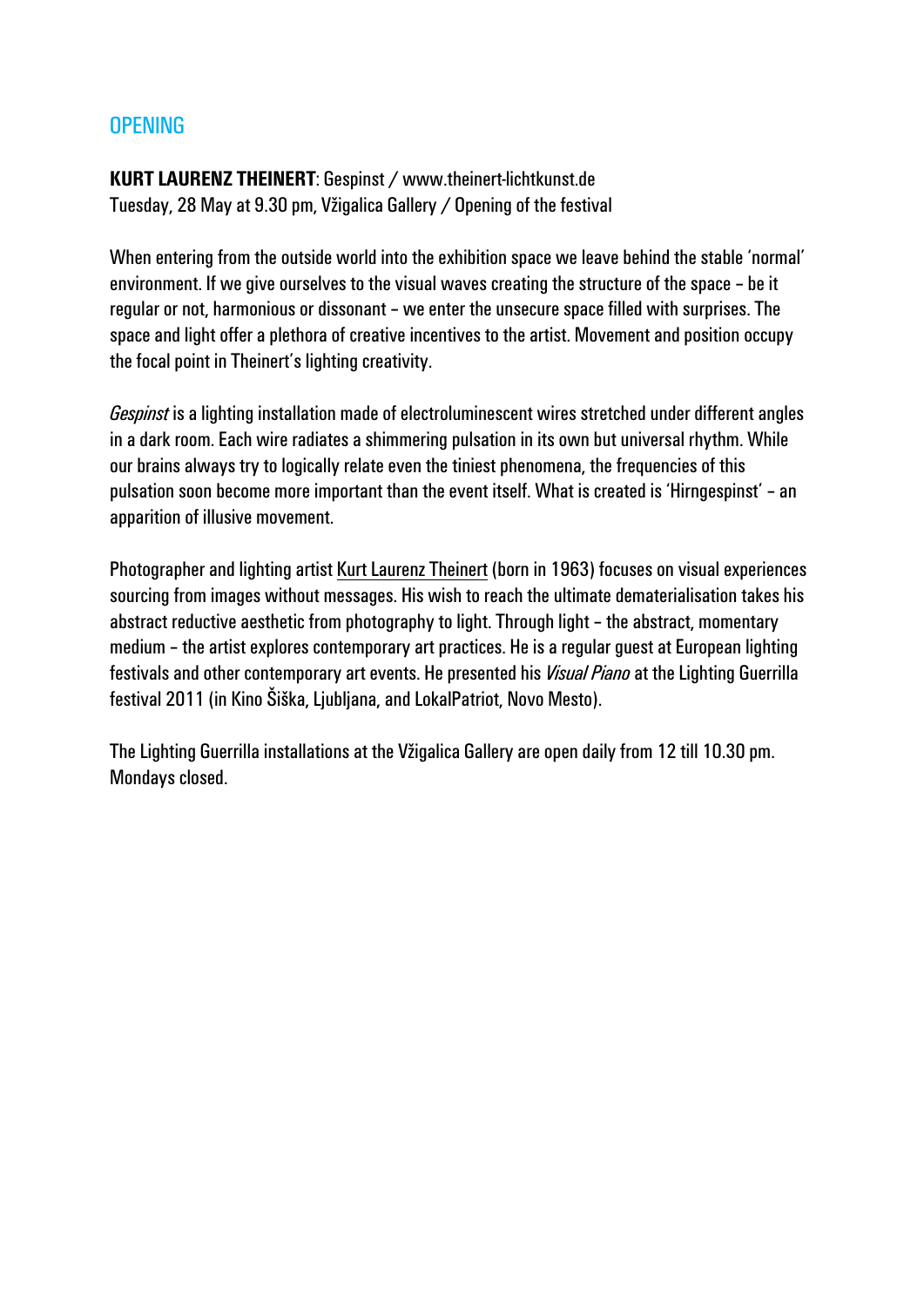## OPENING

**KURT LAURENZ THEINERT**: Gespinst / www.theinert-lichtkunst.de
Tuesday, 28 May at 9.30 pm, Vžigalica Gallery / Opening of the festival

When entering from the outside world into the exhibition space we leave behind the stable 'normal' environment. If we give ourselves to the visual waves creating the structure of the space – be it regular or not, harmonious or dissonant – we enter the unsecure space filled with surprises. The space and light offer a plethora of creative incentives to the artist. Movement and position occupy the focal point in Theinert's lighting creativity.

*Gespinst* is a lighting installation made of electroluminescent wires stretched under different angles in a dark room. Each wire radiates a shimmering pulsation in its own but universal rhythm. While our brains always try to logically relate even the tiniest phenomena, the frequencies of this pulsation soon become more important than the event itself. What is created is 'Hirngespinst' – an apparition of illusive movement.

Photographer and lighting artist Kurt Laurenz Theinert (born in 1963) focuses on visual experiences sourcing from images without messages. His wish to reach the ultimate dematerialisation takes his abstract reductive aesthetic from photography to light. Through light – the abstract, momentary medium – the artist explores contemporary art practices. He is a regular guest at European lighting festivals and other contemporary art events. He presented his *Visual Piano* at the Lighting Guerrilla festival 2011 (in Kino Šiška, Ljubljana, and LokalPatriot, Novo Mesto).

The Lighting Guerrilla installations at the Vžigalica Gallery are open daily from 12 till 10.30 pm. Mondays closed.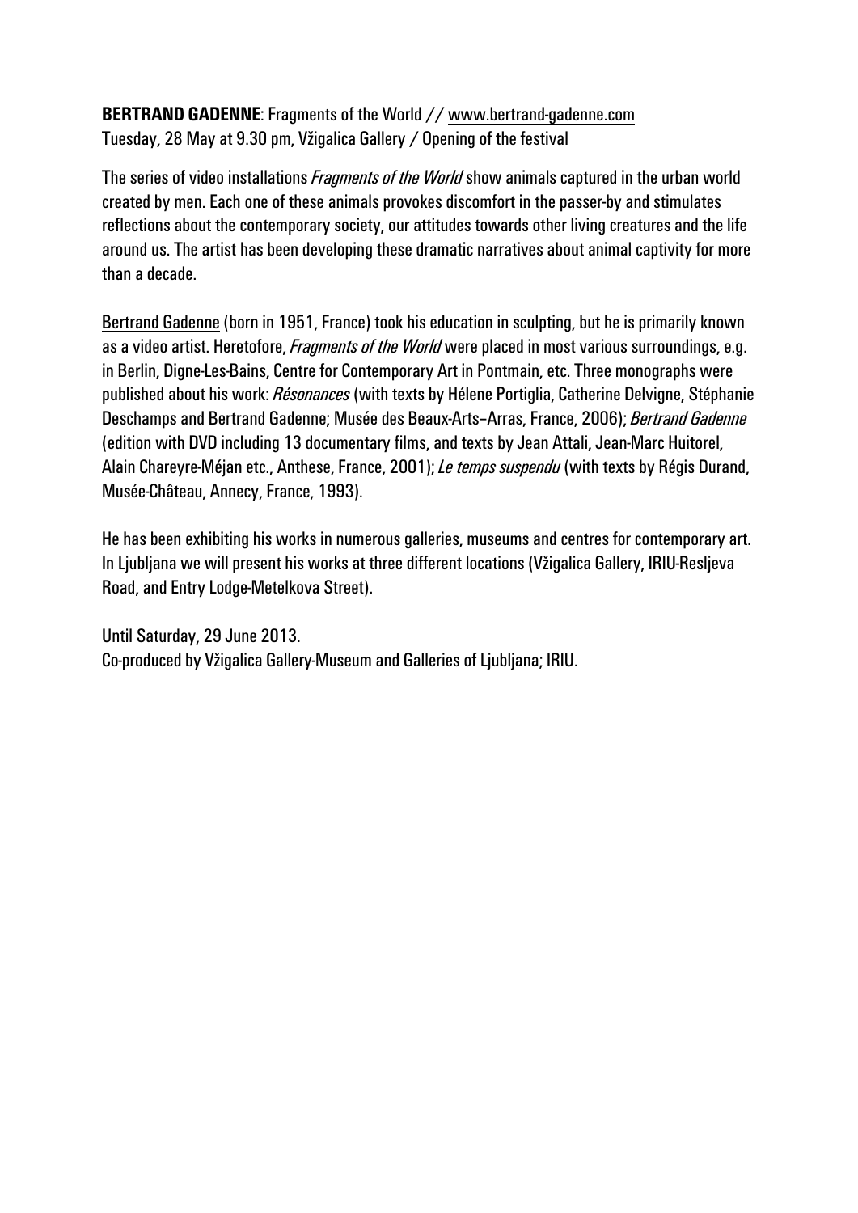**BERTRAND GADENNE**: Fragments of the World // www.bertrand-gadenne.com
Tuesday, 28 May at 9.30 pm, Vžigalica Gallery / Opening of the festival

The series of video installations *Fragments of the World* show animals captured in the urban world created by men. Each one of these animals provokes discomfort in the passer-by and stimulates reflections about the contemporary society, our attitudes towards other living creatures and the life around us. The artist has been developing these dramatic narratives about animal captivity for more than a decade.

Bertrand Gadenne (born in 1951, France) took his education in sculpting, but he is primarily known as a video artist. Heretofore, *Fragments of the World* were placed in most various surroundings, e.g. in Berlin, Digne-Les-Bains, Centre for Contemporary Art in Pontmain, etc. Three monographs were published about his work: *Résonances* (with texts by Hélene Portiglia, Catherine Delvigne, Stéphanie Deschamps and Bertrand Gadenne; Musée des Beaux-Arts–Arras, France, 2006); *Bertrand Gadenne* (edition with DVD including 13 documentary films, and texts by Jean Attali, Jean-Marc Huitorel, Alain Chareyre-Méjan etc., Anthese, France, 2001); *Le temps suspendu* (with texts by Régis Durand, Musée-Château, Annecy, France, 1993).

He has been exhibiting his works in numerous galleries, museums and centres for contemporary art. In Ljubljana we will present his works at three different locations (Vžigalica Gallery, IRIU-Resljeva Road, and Entry Lodge-Metelkova Street).

Until Saturday, 29 June 2013.
Co-produced by Vžigalica Gallery-Museum and Galleries of Ljubljana; IRIU.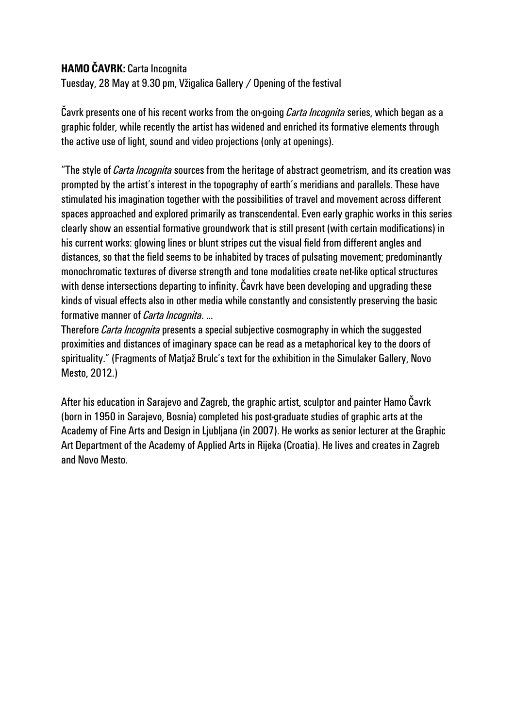**HAMO ČAVRK:** Carta Incognita

Tuesday, 28 May at 9.30 pm, Vžigalica Gallery / Opening of the festival

Čavrk presents one of his recent works from the on-going *Carta Incognita* series, which began as a graphic folder, while recently the artist has widened and enriched its formative elements through the active use of light, sound and video projections (only at openings).

"The style of *Carta Incognita* sources from the heritage of abstract geometrism, and its creation was prompted by the artist's interest in the topography of earth's meridians and parallels. These have stimulated his imagination together with the possibilities of travel and movement across different spaces approached and explored primarily as transcendental. Even early graphic works in this series clearly show an essential formative groundwork that is still present (with certain modifications) in his current works: glowing lines or blunt stripes cut the visual field from different angles and distances, so that the field seems to be inhabited by traces of pulsating movement; predominantly monochromatic textures of diverse strength and tone modalities create net-like optical structures with dense intersections departing to infinity. Čavrk have been developing and upgrading these kinds of visual effects also in other media while constantly and consistently preserving the basic formative manner of *Carta Incognita*. ...

Therefore *Carta Incognita* presents a special subjective cosmography in which the suggested proximities and distances of imaginary space can be read as a metaphorical key to the doors of spirituality." (Fragments of Matjaž Brulc's text for the exhibition in the Simulaker Gallery, Novo Mesto, 2012.)

After his education in Sarajevo and Zagreb, the graphic artist, sculptor and painter Hamo Čavrk (born in 1950 in Sarajevo, Bosnia) completed his post-graduate studies of graphic arts at the Academy of Fine Arts and Design in Ljubljana (in 2007). He works as senior lecturer at the Graphic Art Department of the Academy of Applied Arts in Rijeka (Croatia). He lives and creates in Zagreb and Novo Mesto.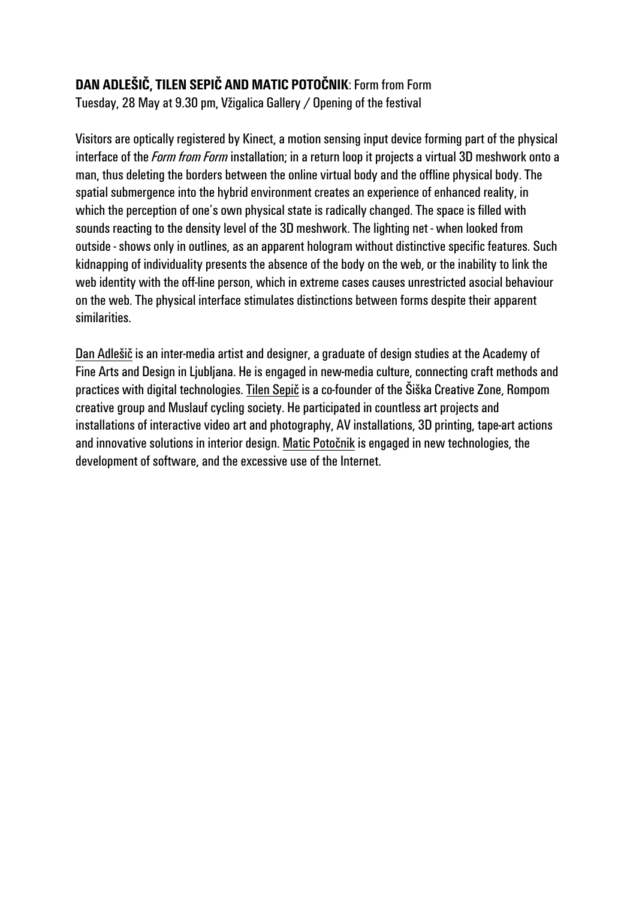**DAN ADLEŠIČ, TILEN SEPIČ AND MATIC POTOČNIK**: Form from Form
Tuesday, 28 May at 9.30 pm, Vžigalica Gallery / Opening of the festival

Visitors are optically registered by Kinect, a motion sensing input device forming part of the physical interface of the *Form from Form* installation; in a return loop it projects a virtual 3D meshwork onto a man, thus deleting the borders between the online virtual body and the offline physical body. The spatial submergence into the hybrid environment creates an experience of enhanced reality, in which the perception of one's own physical state is radically changed. The space is filled with sounds reacting to the density level of the 3D meshwork. The lighting net - when looked from outside - shows only in outlines, as an apparent hologram without distinctive specific features. Such kidnapping of individuality presents the absence of the body on the web, or the inability to link the web identity with the off-line person, which in extreme cases causes unrestricted asocial behaviour on the web. The physical interface stimulates distinctions between forms despite their apparent similarities.

Dan Adlešič is an inter-media artist and designer, a graduate of design studies at the Academy of Fine Arts and Design in Ljubljana. He is engaged in new-media culture, connecting craft methods and practices with digital technologies. Tilen Sepič is a co-founder of the Šiška Creative Zone, Rompom creative group and Muslauf cycling society. He participated in countless art projects and installations of interactive video art and photography, AV installations, 3D printing, tape-art actions and innovative solutions in interior design. Matic Potočnik is engaged in new technologies, the development of software, and the excessive use of the Internet.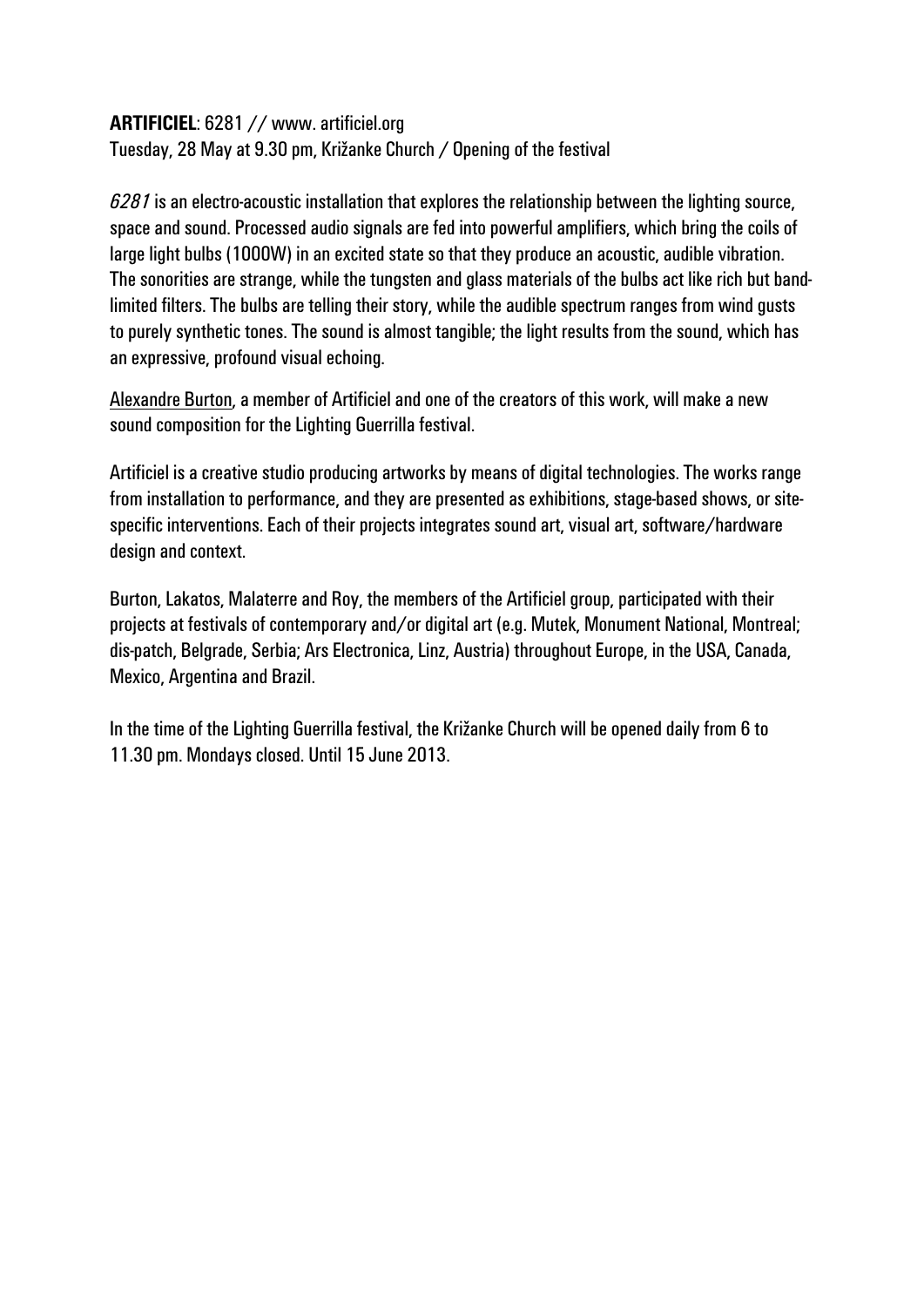**ARTIFICIEL**: 6281 // www. artificiel.org
Tuesday, 28 May at 9.30 pm, Križanke Church / Opening of the festival

*6281* is an electro-acoustic installation that explores the relationship between the lighting source, space and sound. Processed audio signals are fed into powerful amplifiers, which bring the coils of large light bulbs (1000W) in an excited state so that they produce an acoustic, audible vibration. The sonorities are strange, while the tungsten and glass materials of the bulbs act like rich but band-limited filters. The bulbs are telling their story, while the audible spectrum ranges from wind gusts to purely synthetic tones. The sound is almost tangible; the light results from the sound, which has an expressive, profound visual echoing.

Alexandre Burton, a member of Artificiel and one of the creators of this work, will make a new sound composition for the Lighting Guerrilla festival.

Artificiel is a creative studio producing artworks by means of digital technologies. The works range from installation to performance, and they are presented as exhibitions, stage-based shows, or site-specific interventions. Each of their projects integrates sound art, visual art, software/hardware design and context.

Burton, Lakatos, Malaterre and Roy, the members of the Artificiel group, participated with their projects at festivals of contemporary and/or digital art (e.g. Mutek, Monument National, Montreal; dis-patch, Belgrade, Serbia; Ars Electronica, Linz, Austria) throughout Europe, in the USA, Canada, Mexico, Argentina and Brazil.

In the time of the Lighting Guerrilla festival, the Križanke Church will be opened daily from 6 to 11.30 pm. Mondays closed. Until 15 June 2013.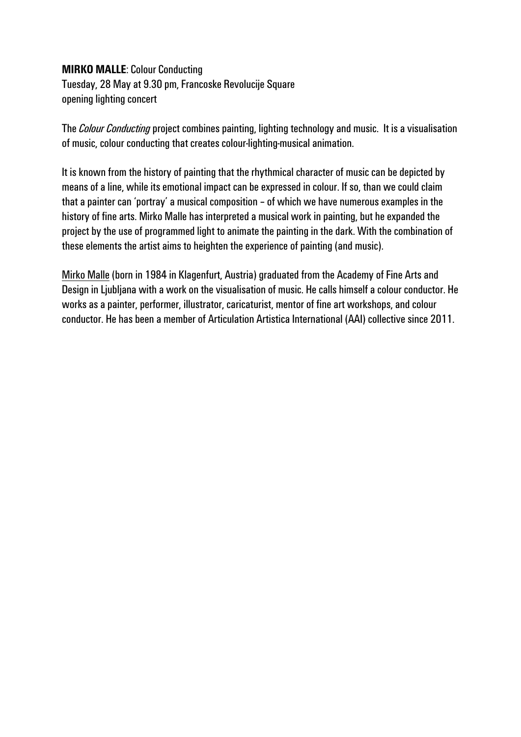**MIRKO MALLE**: Colour Conducting
Tuesday, 28 May at 9.30 pm, Francoske Revolucije Square
opening lighting concert

The *Colour Conducting* project combines painting, lighting technology and music. It is a visualisation of music, colour conducting that creates colour-lighting-musical animation.

It is known from the history of painting that the rhythmical character of music can be depicted by means of a line, while its emotional impact can be expressed in colour. If so, than we could claim that a painter can 'portray' a musical composition – of which we have numerous examples in the history of fine arts. Mirko Malle has interpreted a musical work in painting, but he expanded the project by the use of programmed light to animate the painting in the dark. With the combination of these elements the artist aims to heighten the experience of painting (and music).

Mirko Malle (born in 1984 in Klagenfurt, Austria) graduated from the Academy of Fine Arts and Design in Ljubljana with a work on the visualisation of music. He calls himself a colour conductor. He works as a painter, performer, illustrator, caricaturist, mentor of fine art workshops, and colour conductor. He has been a member of Articulation Artistica International (AAI) collective since 2011.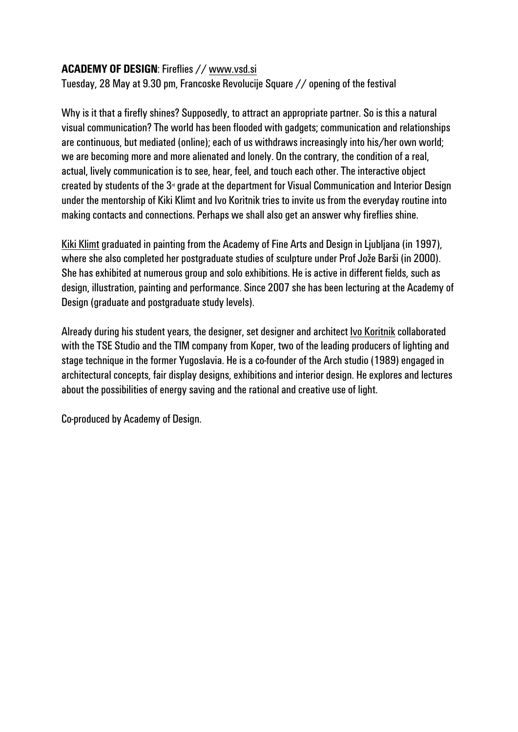**ACADEMY OF DESIGN**: Fireflies // www.vsd.si
Tuesday, 28 May at 9.30 pm, Francoske Revolucije Square // opening of the festival

Why is it that a firefly shines? Supposedly, to attract an appropriate partner. So is this a natural visual communication? The world has been flooded with gadgets; communication and relationships are continuous, but mediated (online); each of us withdraws increasingly into his/her own world; we are becoming more and more alienated and lonely. On the contrary, the condition of a real, actual, lively communication is to see, hear, feel, and touch each other. The interactive object created by students of the 3rd grade at the department for Visual Communication and Interior Design under the mentorship of Kiki Klimt and Ivo Koritnik tries to invite us from the everyday routine into making contacts and connections. Perhaps we shall also get an answer why fireflies shine.

Kiki Klimt graduated in painting from the Academy of Fine Arts and Design in Ljubljana (in 1997), where she also completed her postgraduate studies of sculpture under Prof Jože Barši (in 2000). She has exhibited at numerous group and solo exhibitions. He is active in different fields, such as design, illustration, painting and performance. Since 2007 she has been lecturing at the Academy of Design (graduate and postgraduate study levels).

Already during his student years, the designer, set designer and architect Ivo Koritnik collaborated with the TSE Studio and the TIM company from Koper, two of the leading producers of lighting and stage technique in the former Yugoslavia. He is a co-founder of the Arch studio (1989) engaged in architectural concepts, fair display designs, exhibitions and interior design. He explores and lectures about the possibilities of energy saving and the rational and creative use of light.

Co-produced by Academy of Design.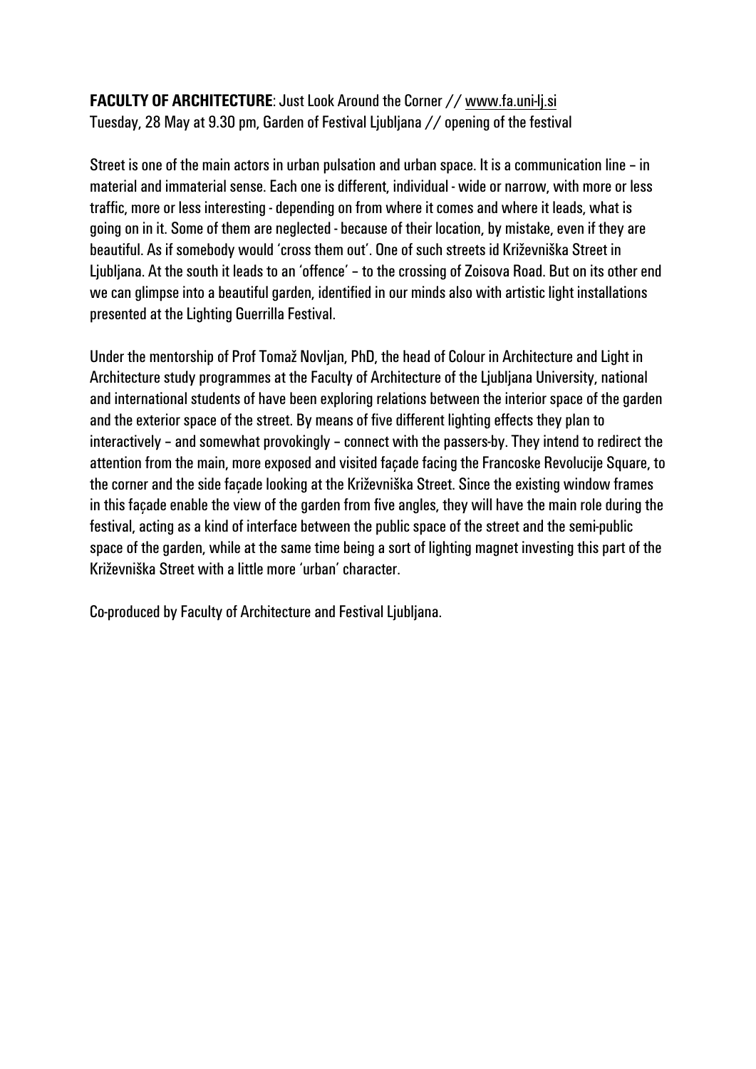**FACULTY OF ARCHITECTURE**: Just Look Around the Corner // www.fa.uni-lj.si
Tuesday, 28 May at 9.30 pm, Garden of Festival Ljubljana // opening of the festival

Street is one of the main actors in urban pulsation and urban space. It is a communication line – in material and immaterial sense. Each one is different, individual - wide or narrow, with more or less traffic, more or less interesting - depending on from where it comes and where it leads, what is going on in it. Some of them are neglected - because of their location, by mistake, even if they are beautiful. As if somebody would 'cross them out'. One of such streets id Križevniška Street in Ljubljana. At the south it leads to an 'offence' – to the crossing of Zoisova Road. But on its other end we can glimpse into a beautiful garden, identified in our minds also with artistic light installations presented at the Lighting Guerrilla Festival.

Under the mentorship of Prof Tomaž Novljan, PhD, the head of Colour in Architecture and Light in Architecture study programmes at the Faculty of Architecture of the Ljubljana University, national and international students of have been exploring relations between the interior space of the garden and the exterior space of the street. By means of five different lighting effects they plan to interactively – and somewhat provokingly – connect with the passers-by. They intend to redirect the attention from the main, more exposed and visited façade facing the Francoske Revolucije Square, to the corner and the side façade looking at the Križevniška Street. Since the existing window frames in this façade enable the view of the garden from five angles, they will have the main role during the festival, acting as a kind of interface between the public space of the street and the semi-public space of the garden, while at the same time being a sort of lighting magnet investing this part of the Križevniška Street with a little more 'urban' character.

Co-produced by Faculty of Architecture and Festival Ljubljana.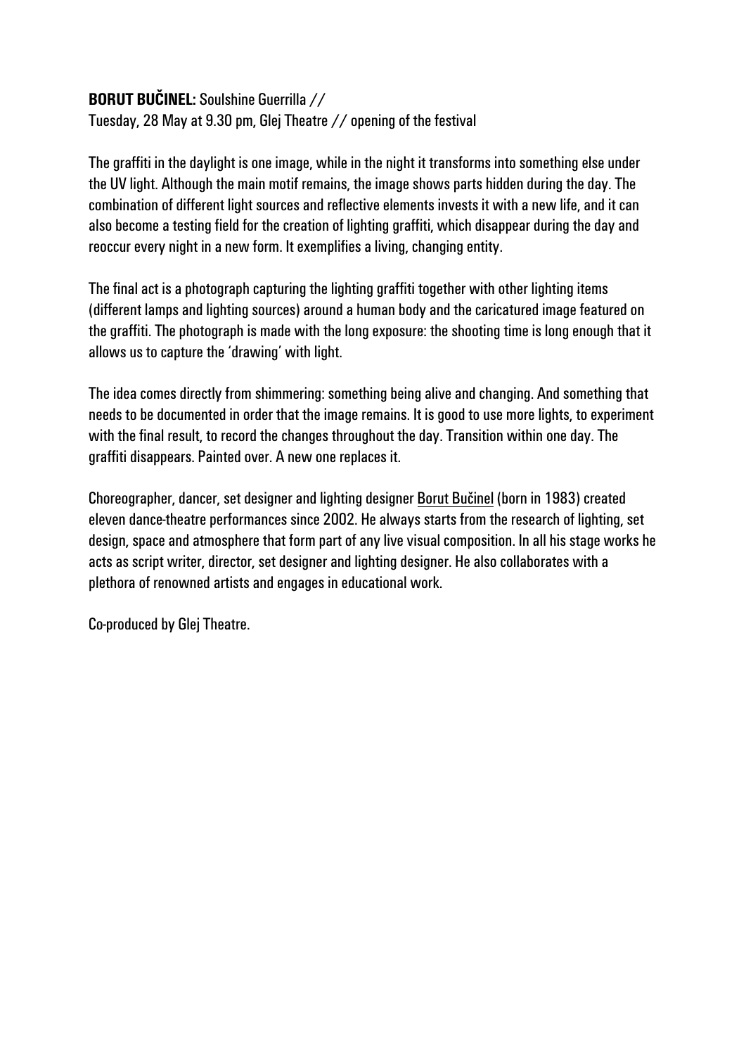**BORUT BUČINEL:** Soulshine Guerrilla //
Tuesday, 28 May at 9.30 pm, Glej Theatre // opening of the festival

The graffiti in the daylight is one image, while in the night it transforms into something else under the UV light. Although the main motif remains, the image shows parts hidden during the day. The combination of different light sources and reflective elements invests it with a new life, and it can also become a testing field for the creation of lighting graffiti, which disappear during the day and reoccur every night in a new form. It exemplifies a living, changing entity.

The final act is a photograph capturing the lighting graffiti together with other lighting items (different lamps and lighting sources) around a human body and the caricatured image featured on the graffiti. The photograph is made with the long exposure: the shooting time is long enough that it allows us to capture the 'drawing' with light.

The idea comes directly from shimmering: something being alive and changing. And something that needs to be documented in order that the image remains. It is good to use more lights, to experiment with the final result, to record the changes throughout the day. Transition within one day. The graffiti disappears. Painted over. A new one replaces it.

Choreographer, dancer, set designer and lighting designer Borut Bučinel (born in 1983) created eleven dance-theatre performances since 2002. He always starts from the research of lighting, set design, space and atmosphere that form part of any live visual composition. In all his stage works he acts as script writer, director, set designer and lighting designer. He also collaborates with a plethora of renowned artists and engages in educational work.

Co-produced by Glej Theatre.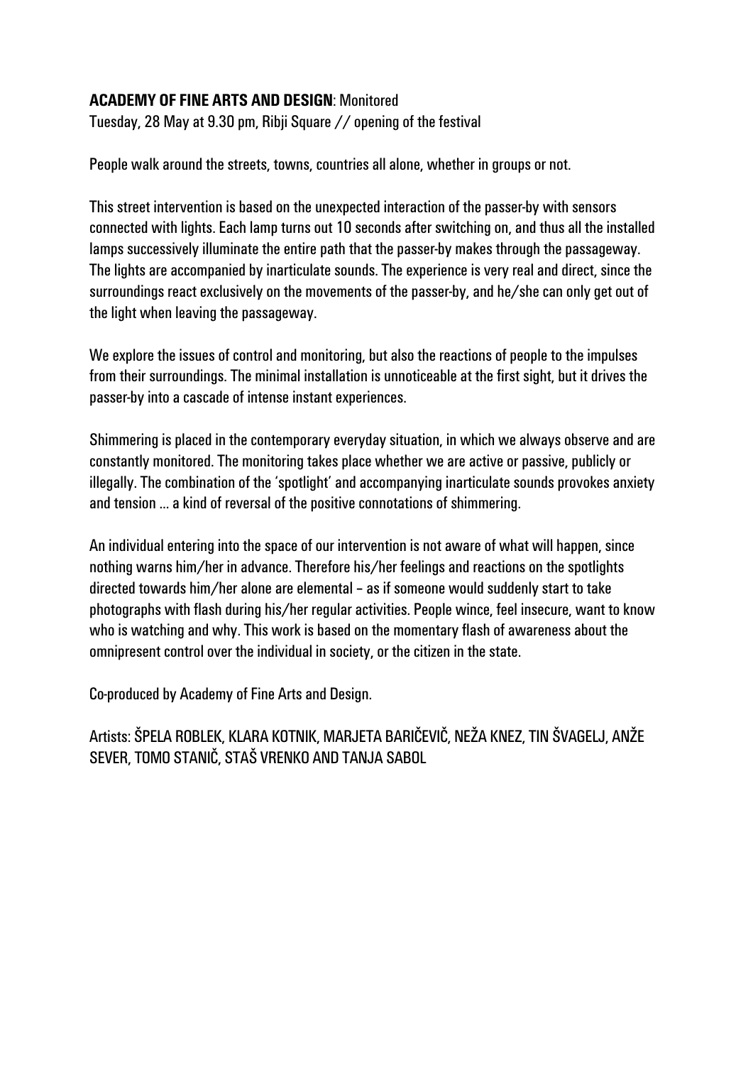**ACADEMY OF FINE ARTS AND DESIGN**: Monitored
Tuesday, 28 May at 9.30 pm, Ribji Square // opening of the festival

People walk around the streets, towns, countries all alone, whether in groups or not.

This street intervention is based on the unexpected interaction of the passer-by with sensors connected with lights. Each lamp turns out 10 seconds after switching on, and thus all the installed lamps successively illuminate the entire path that the passer-by makes through the passageway. The lights are accompanied by inarticulate sounds. The experience is very real and direct, since the surroundings react exclusively on the movements of the passer-by, and he/she can only get out of the light when leaving the passageway.

We explore the issues of control and monitoring, but also the reactions of people to the impulses from their surroundings. The minimal installation is unnoticeable at the first sight, but it drives the passer-by into a cascade of intense instant experiences.

Shimmering is placed in the contemporary everyday situation, in which we always observe and are constantly monitored. The monitoring takes place whether we are active or passive, publicly or illegally. The combination of the 'spotlight' and accompanying inarticulate sounds provokes anxiety and tension ... a kind of reversal of the positive connotations of shimmering.

An individual entering into the space of our intervention is not aware of what will happen, since nothing warns him/her in advance. Therefore his/her feelings and reactions on the spotlights directed towards him/her alone are elemental – as if someone would suddenly start to take photographs with flash during his/her regular activities. People wince, feel insecure, want to know who is watching and why. This work is based on the momentary flash of awareness about the omnipresent control over the individual in society, or the citizen in the state.

Co-produced by Academy of Fine Arts and Design.

Artists: ŠPELA ROBLEK, KLARA KOTNIK, MARJETA BARIČEVIČ, NEŽA KNEZ, TIN ŠVAGELJ, ANŽE SEVER, TOMO STANIČ, STAŠ VRENKO AND TANJA SABOL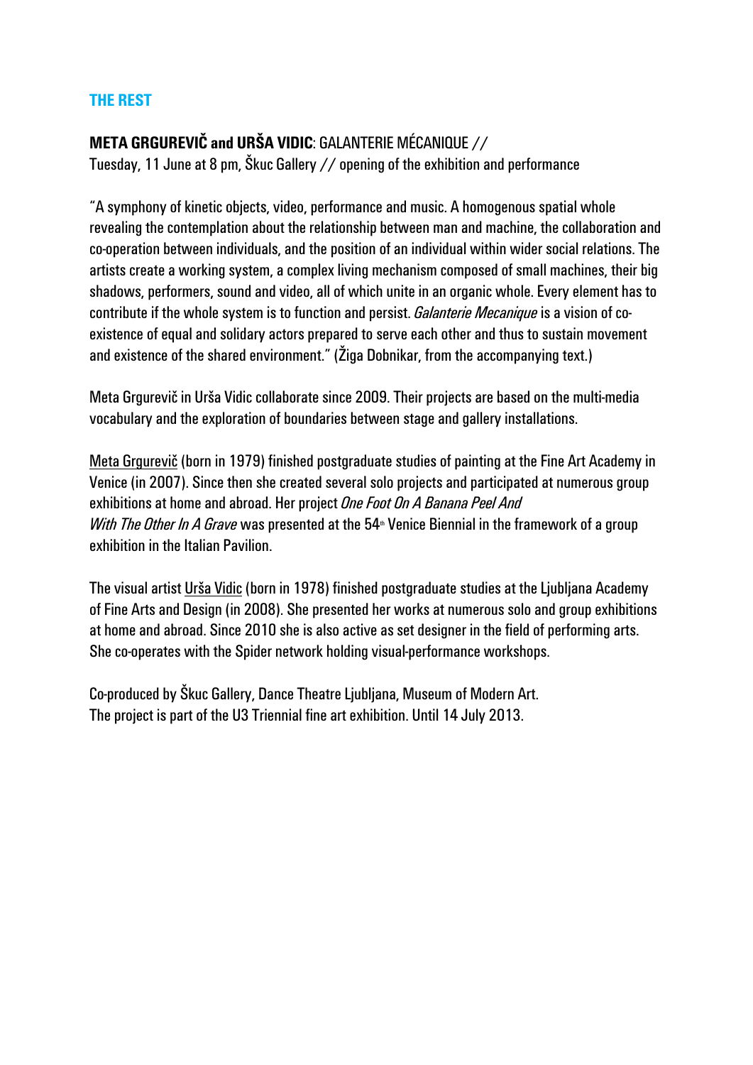## THE REST

**META GRGUREVIČ and URŠA VIDIC**: GALANTERIE MÉCANIQUE //
Tuesday, 11 June at 8 pm, Škuc Gallery // opening of the exhibition and performance

"A symphony of kinetic objects, video, performance and music. A homogenous spatial whole revealing the contemplation about the relationship between man and machine, the collaboration and co-operation between individuals, and the position of an individual within wider social relations. The artists create a working system, a complex living mechanism composed of small machines, their big shadows, performers, sound and video, all of which unite in an organic whole. Every element has to contribute if the whole system is to function and persist. *Galanterie Mecanique* is a vision of co-existence of equal and solidary actors prepared to serve each other and thus to sustain movement and existence of the shared environment." (Žiga Dobnikar, from the accompanying text.)

Meta Grgurevič in Urša Vidic collaborate since 2009. Their projects are based on the multi-media vocabulary and the exploration of boundaries between stage and gallery installations.

Meta Grgurevič (born in 1979) finished postgraduate studies of painting at the Fine Art Academy in Venice (in 2007). Since then she created several solo projects and participated at numerous group exhibitions at home and abroad. Her project *One Foot On A Banana Peel And With The Other In A Grave* was presented at the 54th Venice Biennial in the framework of a group exhibition in the Italian Pavilion.

The visual artist Urša Vidic (born in 1978) finished postgraduate studies at the Ljubljana Academy of Fine Arts and Design (in 2008). She presented her works at numerous solo and group exhibitions at home and abroad. Since 2010 she is also active as set designer in the field of performing arts. She co-operates with the Spider network holding visual-performance workshops.

Co-produced by Škuc Gallery, Dance Theatre Ljubljana, Museum of Modern Art.
The project is part of the U3 Triennial fine art exhibition. Until 14 July 2013.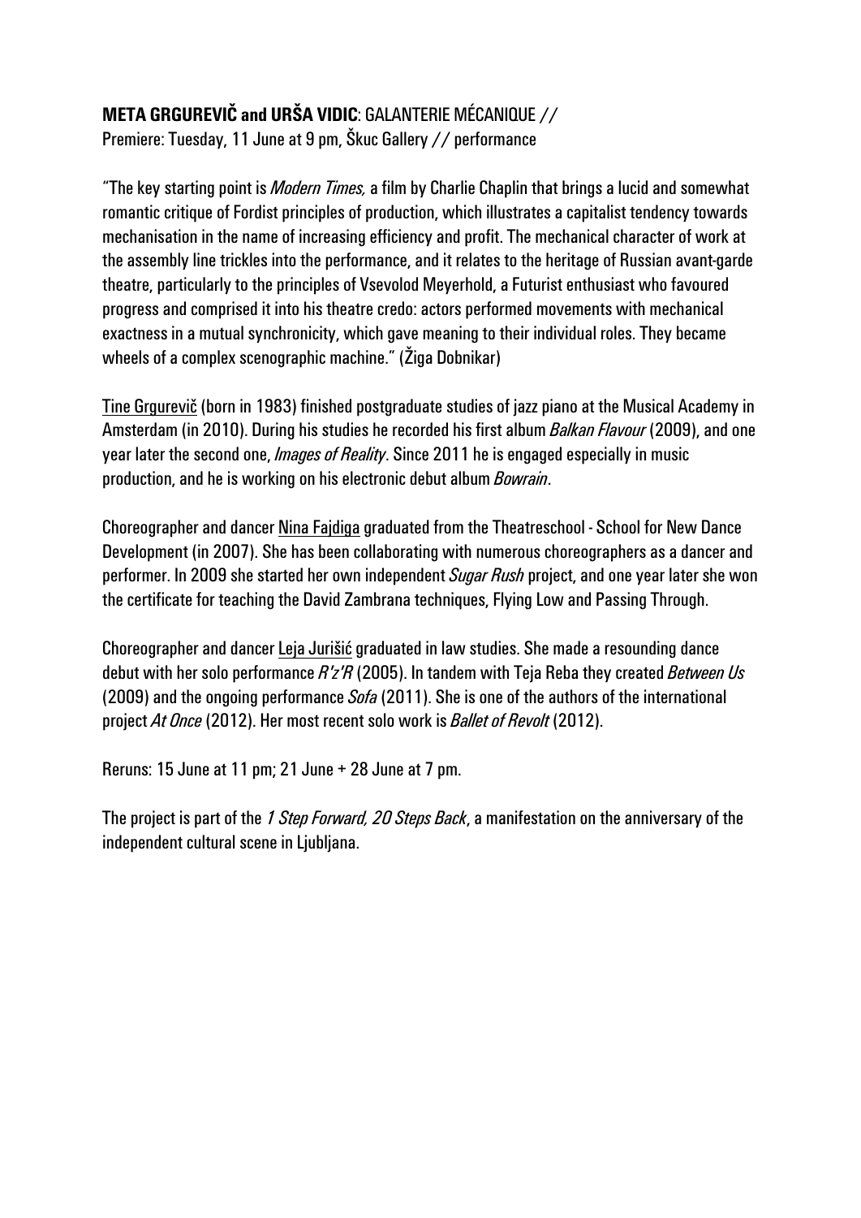**META GRGUREVIČ and URŠA VIDIC**: GALANTERIE MÉCANIQUE //
Premiere: Tuesday, 11 June at 9 pm, Škuc Gallery // performance

"The key starting point is *Modern Times,* a film by Charlie Chaplin that brings a lucid and somewhat romantic critique of Fordist principles of production, which illustrates a capitalist tendency towards mechanisation in the name of increasing efficiency and profit. The mechanical character of work at the assembly line trickles into the performance, and it relates to the heritage of Russian avant-garde theatre, particularly to the principles of Vsevolod Meyerhold, a Futurist enthusiast who favoured progress and comprised it into his theatre credo: actors performed movements with mechanical exactness in a mutual synchronicity, which gave meaning to their individual roles. They became wheels of a complex scenographic machine." (Žiga Dobnikar)

Tine Grgurevič (born in 1983) finished postgraduate studies of jazz piano at the Musical Academy in Amsterdam (in 2010). During his studies he recorded his first album *Balkan Flavour* (2009), and one year later the second one, *Images of Reality*. Since 2011 he is engaged especially in music production, and he is working on his electronic debut album *Bowrain*.

Choreographer and dancer Nina Fajdiga graduated from the Theatreschool - School for New Dance Development (in 2007). She has been collaborating with numerous choreographers as a dancer and performer. In 2009 she started her own independent *Sugar Rush* project, and one year later she won the certificate for teaching the David Zambrana techniques, Flying Low and Passing Through.

Choreographer and dancer Leja Jurišić graduated in law studies. She made a resounding dance debut with her solo performance *R'z'R* (2005). In tandem with Teja Reba they created *Between Us* (2009) and the ongoing performance *Sofa* (2011). She is one of the authors of the international project *At Once* (2012). Her most recent solo work is *Ballet of Revolt* (2012).

Reruns: 15 June at 11 pm; 21 June + 28 June at 7 pm.

The project is part of the *1 Step Forward, 20 Steps Back*, a manifestation on the anniversary of the independent cultural scene in Ljubljana.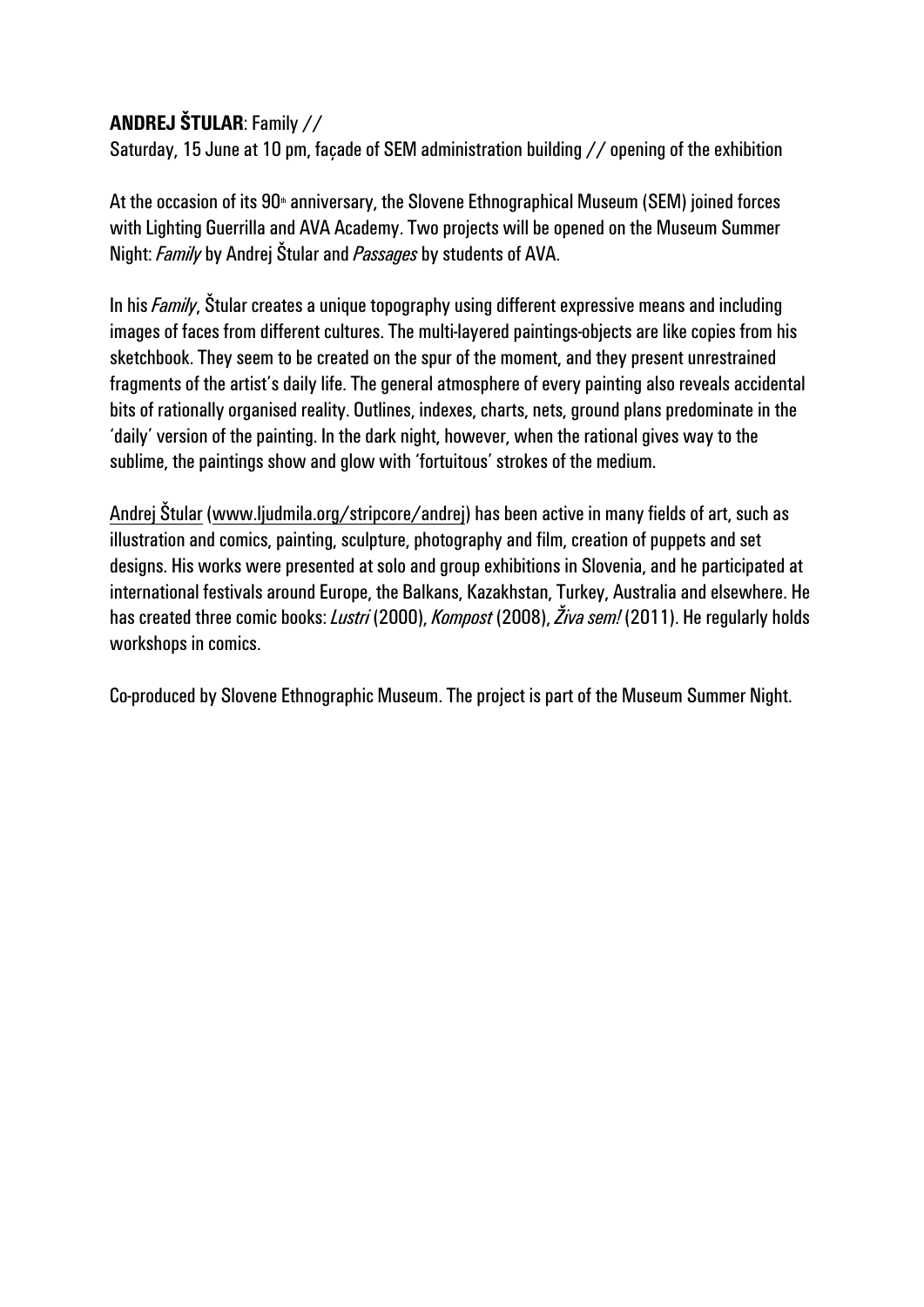**ANDREJ ŠTULAR**: Family //

Saturday, 15 June at 10 pm, façade of SEM administration building // opening of the exhibition

At the occasion of its 90th anniversary, the Slovene Ethnographical Museum (SEM) joined forces with Lighting Guerrilla and AVA Academy. Two projects will be opened on the Museum Summer Night: *Family* by Andrej Štular and *Passages* by students of AVA.

In his *Family*, Štular creates a unique topography using different expressive means and including images of faces from different cultures. The multi-layered paintings-objects are like copies from his sketchbook. They seem to be created on the spur of the moment, and they present unrestrained fragments of the artist's daily life. The general atmosphere of every painting also reveals accidental bits of rationally organised reality. Outlines, indexes, charts, nets, ground plans predominate in the 'daily' version of the painting. In the dark night, however, when the rational gives way to the sublime, the paintings show and glow with 'fortuitous' strokes of the medium.

Andrej Štular (www.ljudmila.org/stripcore/andrej) has been active in many fields of art, such as illustration and comics, painting, sculpture, photography and film, creation of puppets and set designs. His works were presented at solo and group exhibitions in Slovenia, and he participated at international festivals around Europe, the Balkans, Kazakhstan, Turkey, Australia and elsewhere. He has created three comic books: *Lustri* (2000), *Kompost* (2008), *Živa sem!* (2011). He regularly holds workshops in comics.

Co-produced by Slovene Ethnographic Museum. The project is part of the Museum Summer Night.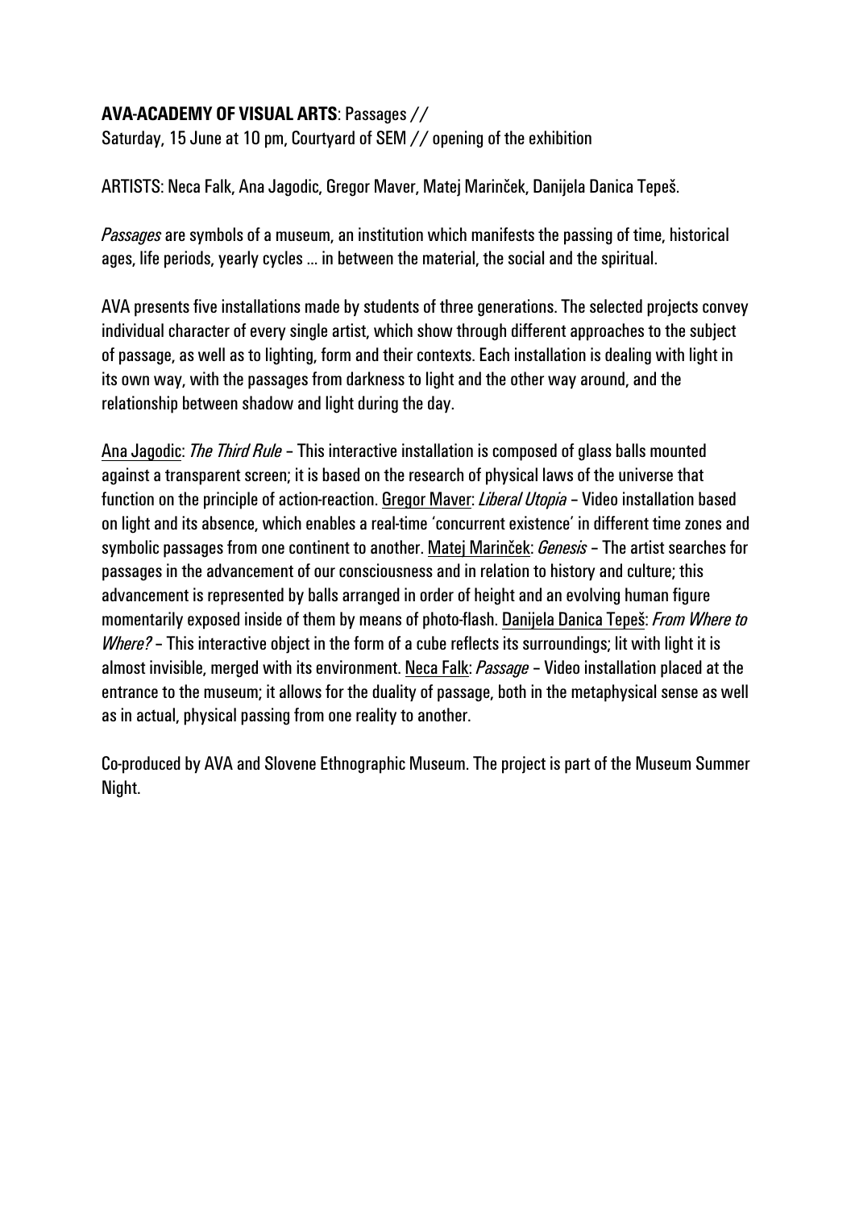**AVA-ACADEMY OF VISUAL ARTS**: Passages //
Saturday, 15 June at 10 pm, Courtyard of SEM // opening of the exhibition

ARTISTS: Neca Falk, Ana Jagodic, Gregor Maver, Matej Marinček, Danijela Danica Tepeš.

*Passages* are symbols of a museum, an institution which manifests the passing of time, historical ages, life periods, yearly cycles ... in between the material, the social and the spiritual.

AVA presents five installations made by students of three generations. The selected projects convey individual character of every single artist, which show through different approaches to the subject of passage, as well as to lighting, form and their contexts. Each installation is dealing with light in its own way, with the passages from darkness to light and the other way around, and the relationship between shadow and light during the day.

Ana Jagodic: *The Third Rule* – This interactive installation is composed of glass balls mounted against a transparent screen; it is based on the research of physical laws of the universe that function on the principle of action-reaction. Gregor Maver: *Liberal Utopia* – Video installation based on light and its absence, which enables a real-time 'concurrent existence' in different time zones and symbolic passages from one continent to another. Matej Marinček: *Genesis* – The artist searches for passages in the advancement of our consciousness and in relation to history and culture; this advancement is represented by balls arranged in order of height and an evolving human figure momentarily exposed inside of them by means of photo-flash. Danijela Danica Tepeš: *From Where to Where?* – This interactive object in the form of a cube reflects its surroundings; lit with light it is almost invisible, merged with its environment. Neca Falk: *Passage* – Video installation placed at the entrance to the museum; it allows for the duality of passage, both in the metaphysical sense as well as in actual, physical passing from one reality to another.

Co-produced by AVA and Slovene Ethnographic Museum. The project is part of the Museum Summer Night.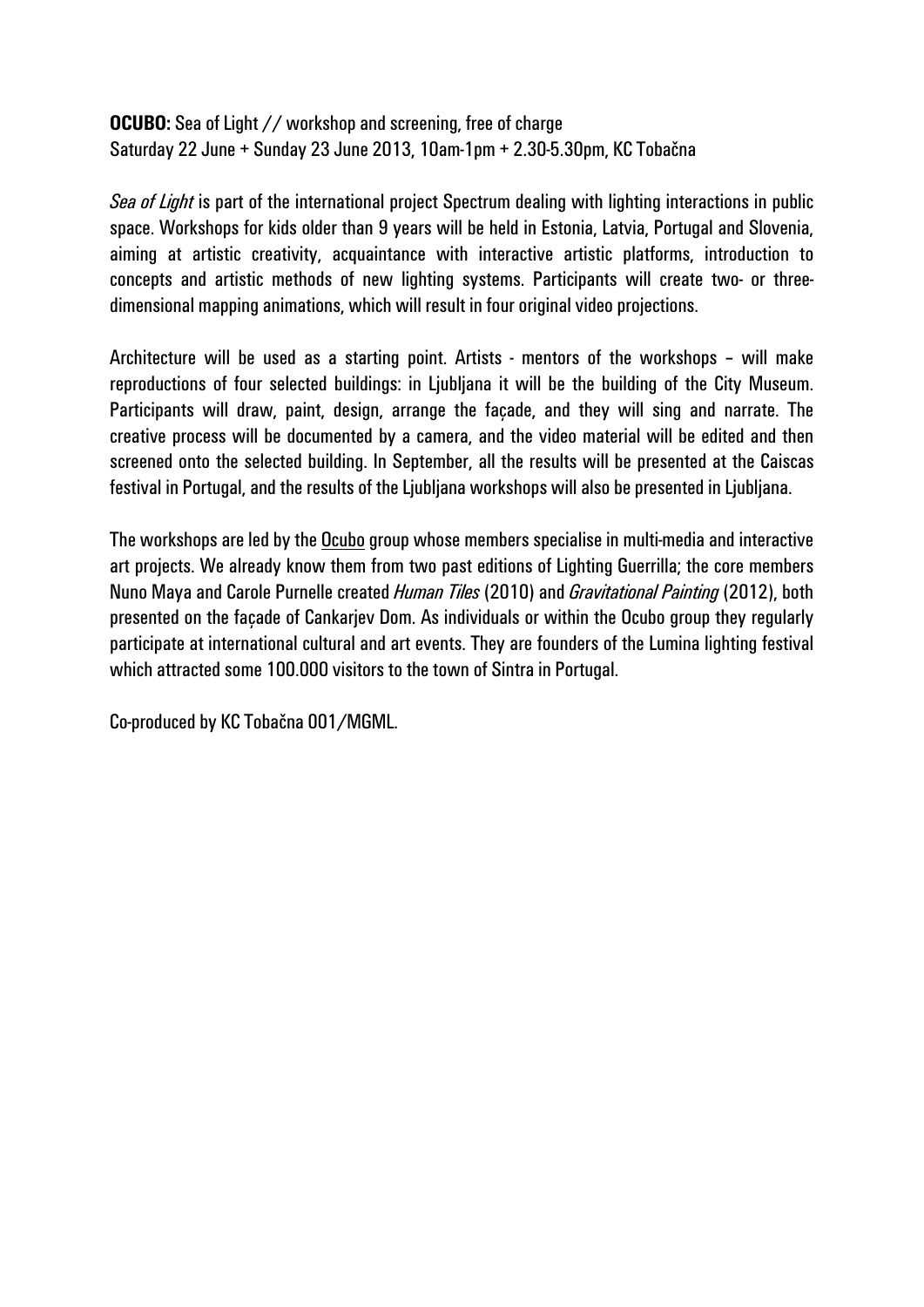**OCUBO:** Sea of Light // workshop and screening, free of charge
Saturday 22 June + Sunday 23 June 2013, 10am-1pm + 2.30-5.30pm, KC Tobačna

*Sea of Light* is part of the international project Spectrum dealing with lighting interactions in public space. Workshops for kids older than 9 years will be held in Estonia, Latvia, Portugal and Slovenia, aiming at artistic creativity, acquaintance with interactive artistic platforms, introduction to concepts and artistic methods of new lighting systems. Participants will create two- or three-dimensional mapping animations, which will result in four original video projections.

Architecture will be used as a starting point. Artists - mentors of the workshops – will make reproductions of four selected buildings: in Ljubljana it will be the building of the City Museum. Participants will draw, paint, design, arrange the façade, and they will sing and narrate. The creative process will be documented by a camera, and the video material will be edited and then screened onto the selected building. In September, all the results will be presented at the Caiscas festival in Portugal, and the results of the Ljubljana workshops will also be presented in Ljubljana.

The workshops are led by the Ocubo group whose members specialise in multi-media and interactive art projects. We already know them from two past editions of Lighting Guerrilla; the core members Nuno Maya and Carole Purnelle created *Human Tiles* (2010) and *Gravitational Painting* (2012), both presented on the façade of Cankarjev Dom. As individuals or within the Ocubo group they regularly participate at international cultural and art events. They are founders of the Lumina lighting festival which attracted some 100.000 visitors to the town of Sintra in Portugal.

Co-produced by KC Tobačna 001/MGML.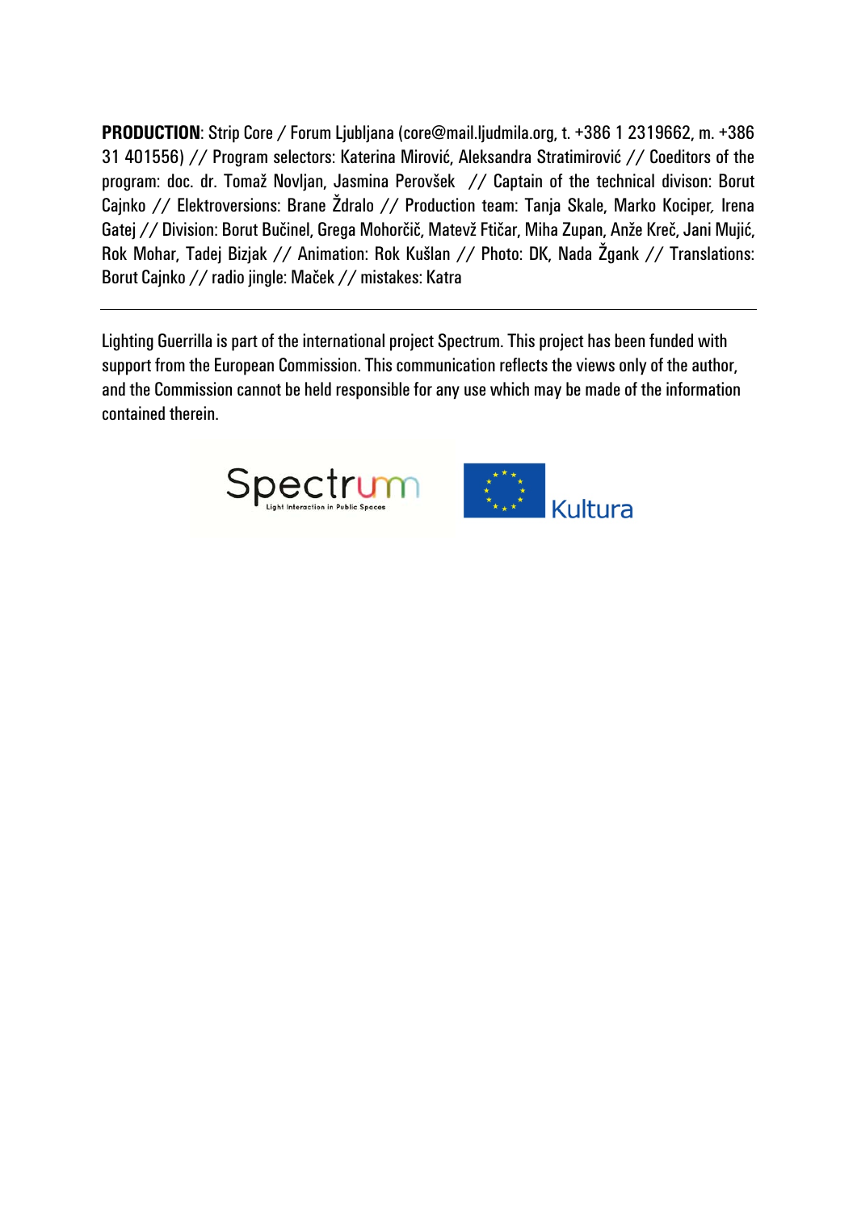**PRODUCTION**: Strip Core / Forum Ljubljana (core@mail.ljudmila.org, t. +386 1 2319662, m. +386 31 401556) // Program selectors: Katerina Mirović, Aleksandra Stratimirović // Coeditors of the program: doc. dr. Tomaž Novljan, Jasmina Perovšek // Captain of the technical divison: Borut Cajnko // Elektroversions: Brane Ždralo // Production team: Tanja Skale, Marko Kociper, Irena Gatej // Division: Borut Bučinel, Grega Mohorčič, Matevž Ftičar, Miha Zupan, Anže Kreč, Jani Mujić, Rok Mohar, Tadej Bizjak // Animation: Rok Kušlan // Photo: DK, Nada Žgank // Translations: Borut Cajnko // radio jingle: Maček // mistakes: Katra

---

Lighting Guerrilla is part of the international project Spectrum. This project has been funded with support from the European Commission. This communication reflects the views only of the author, and the Commission cannot be held responsible for any use which may be made of the information contained therein.

Spectrum
Light Interaction in Public Spaces

Kultura